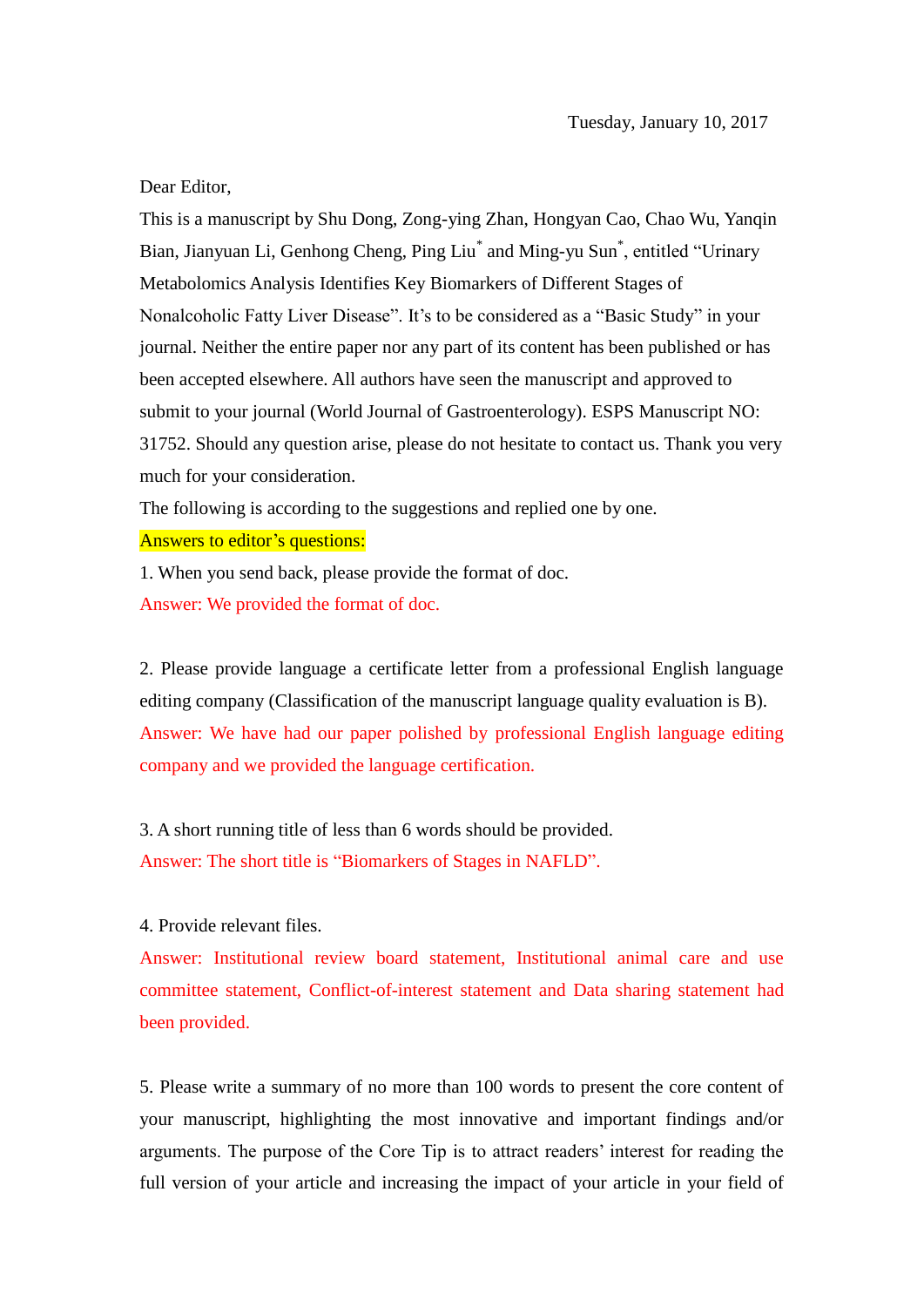Tuesday, January 10, 2017

Dear Editor,

This is a manuscript by Shu Dong, Zong-ying Zhan, Hongyan Cao, Chao Wu, Yanqin Bian, Jianyuan Li, Genhong Cheng, Ping Liu* and Ming-yu Sun*, entitled "Urinary Metabolomics Analysis Identifies Key Biomarkers of Different Stages of Nonalcoholic Fatty Liver Disease". It's to be considered as a "Basic Study" in your journal. Neither the entire paper nor any part of its content has been published or has been accepted elsewhere. All authors have seen the manuscript and approved to submit to your journal (World Journal of Gastroenterology). ESPS Manuscript NO: 31752. Should any question arise, please do not hesitate to contact us. Thank you very much for your consideration.

The following is according to the suggestions and replied one by one.

Answers to editor's questions:

1. When you send back, please provide the format of doc.

Answer: We provided the format of doc.

2. Please provide language a certificate letter from a professional English language editing company (Classification of the manuscript language quality evaluation is B).

Answer: We have had our paper polished by professional English language editing company and we provided the language certification.

3. A short running title of less than 6 words should be provided.

Answer: The short title is "Biomarkers of Stages in NAFLD".

4. Provide relevant files.

Answer: Institutional review board statement, Institutional animal care and use committee statement, Conflict-of-interest statement and Data sharing statement had been provided.

5. Please write a summary of no more than 100 words to present the core content of your manuscript, highlighting the most innovative and important findings and/or arguments. The purpose of the Core Tip is to attract readers' interest for reading the full version of your article and increasing the impact of your article in your field of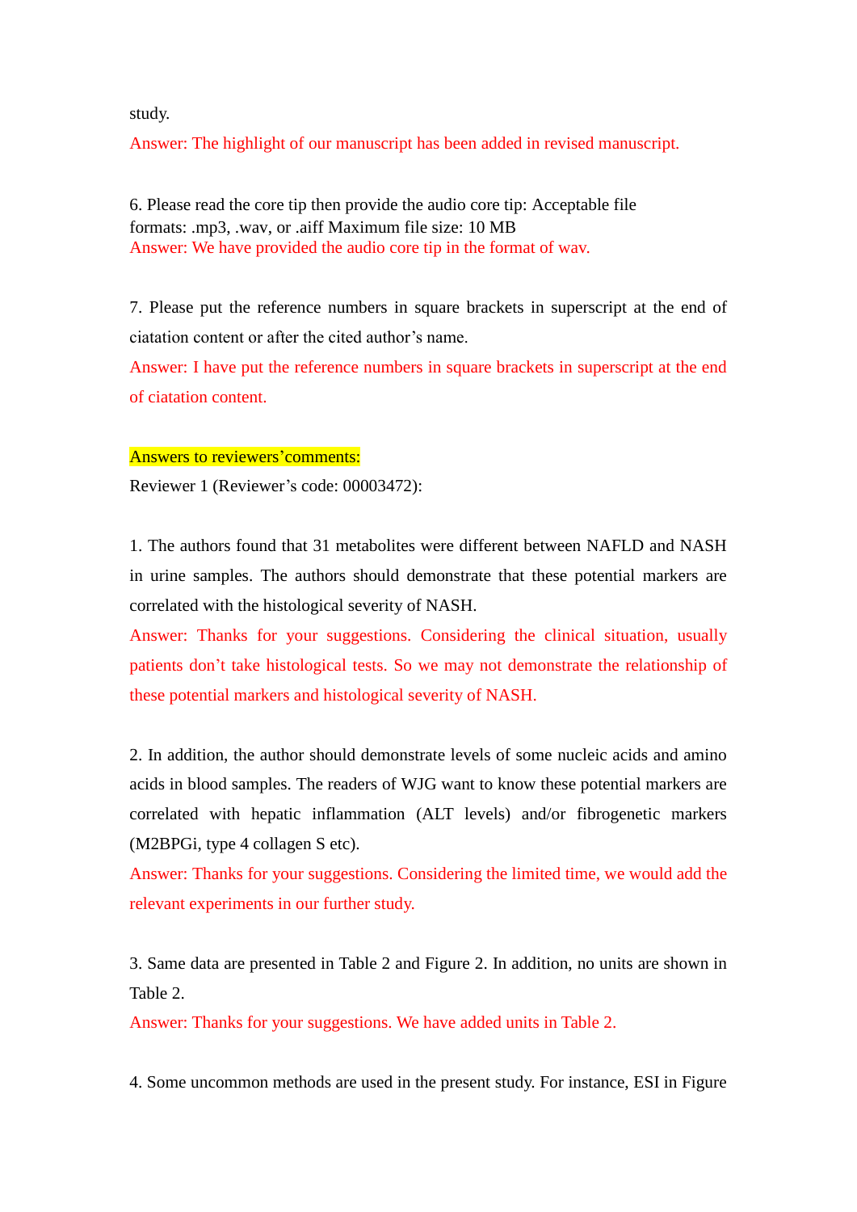study.

Answer: The highlight of our manuscript has been added in revised manuscript.

6. Please read the core tip then provide the audio core tip: Acceptable file formats: .mp3, .wav, or .aiff Maximum file size: 10 MB

Answer: We have provided the audio core tip in the format of wav.

7. Please put the reference numbers in square brackets in superscript at the end of ciatation content or after the cited author's name.

Answer: I have put the reference numbers in square brackets in superscript at the end of ciatation content.

Answers to reviewers'comments:

Reviewer 1 (Reviewer's code: 00003472):

1. The authors found that 31 metabolites were different between NAFLD and NASH in urine samples. The authors should demonstrate that these potential markers are correlated with the histological severity of NASH.

Answer: Thanks for your suggestions. Considering the clinical situation, usually patients don't take histological tests. So we may not demonstrate the relationship of these potential markers and histological severity of NASH.

2. In addition, the author should demonstrate levels of some nucleic acids and amino acids in blood samples. The readers of WJG want to know these potential markers are correlated with hepatic inflammation (ALT levels) and/or fibrogenetic markers (M2BPGi, type 4 collagen S etc).

Answer: Thanks for your suggestions. Considering the limited time, we would add the relevant experiments in our further study.

3. Same data are presented in Table 2 and Figure 2. In addition, no units are shown in Table 2.

Answer: Thanks for your suggestions. We have added units in Table 2.

4. Some uncommon methods are used in the present study. For instance, ESI in Figure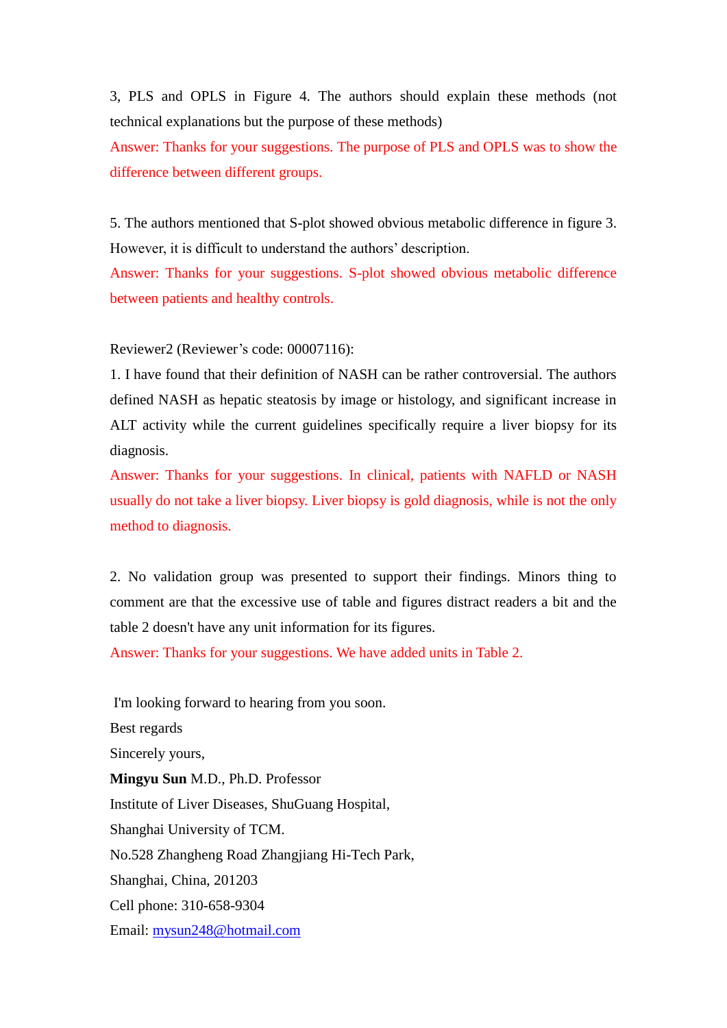3, PLS and OPLS in Figure 4. The authors should explain these methods (not technical explanations but the purpose of these methods)

Answer: Thanks for your suggestions. The purpose of PLS and OPLS was to show the difference between different groups.

5. The authors mentioned that S-plot showed obvious metabolic difference in figure 3. However, it is difficult to understand the authors' description.

Answer: Thanks for your suggestions. S-plot showed obvious metabolic difference between patients and healthy controls.

Reviewer2 (Reviewer's code: 00007116):

1. I have found that their definition of NASH can be rather controversial. The authors defined NASH as hepatic steatosis by image or histology, and significant increase in ALT activity while the current guidelines specifically require a liver biopsy for its diagnosis.

Answer: Thanks for your suggestions. In clinical, patients with NAFLD or NASH usually do not take a liver biopsy. Liver biopsy is gold diagnosis, while is not the only method to diagnosis.

2. No validation group was presented to support their findings. Minors thing to comment are that the excessive use of table and figures distract readers a bit and the table 2 doesn't have any unit information for its figures.

Answer: Thanks for your suggestions. We have added units in Table 2.

I'm looking forward to hearing from you soon.

Best regards

Sincerely yours,

**Mingyu Sun** M.D., Ph.D. Professor

Institute of Liver Diseases, ShuGuang Hospital,

Shanghai University of TCM.

No.528 Zhangheng Road Zhangjiang Hi-Tech Park,

Shanghai, China, 201203

Cell phone: 310-658-9304

Email: mysun248@hotmail.com